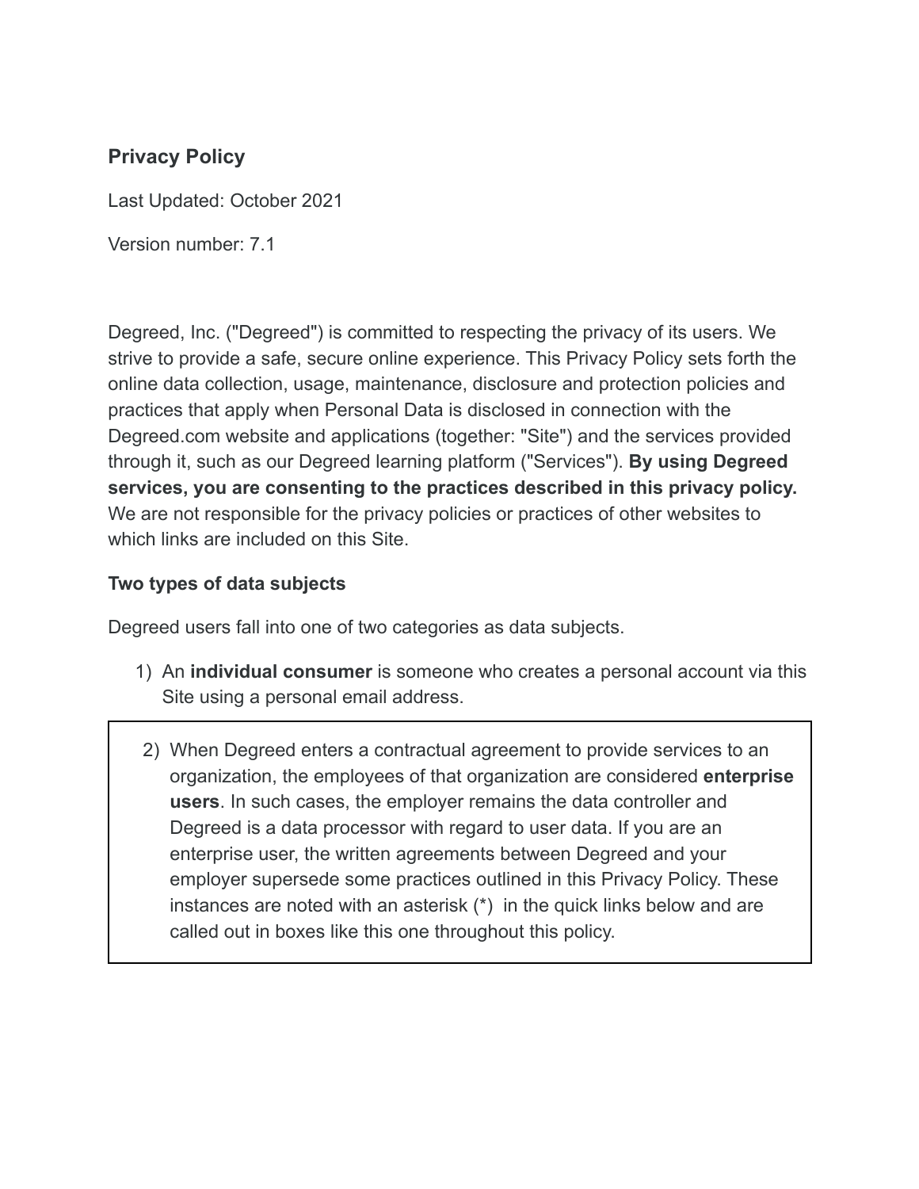## Privacy Policy

Last Updated: October 2021

Version number: 7.1

Degreed, Inc. ("Degreed") is committed to respecting the privacy of its users. We strive to provide a safe, secure online experience. This Privacy Policy sets forth the online data collection, usage, maintenance, disclosure and protection policies and practices that apply when Personal Data is disclosed in connection with the Degreed.com website and applications (together: "Site") and the services provided through it, such as our Degreed learning platform ("Services"). **By using Degreed services, you are consenting to the practices described in this privacy policy.** We are not responsible for the privacy policies or practices of other websites to which links are included on this Site.

### Two types of data subjects

Degreed users fall into one of two categories as data subjects.

1) An **individual consumer** is someone who creates a personal account via this Site using a personal email address.

2) When Degreed enters a contractual agreement to provide services to an organization, the employees of that organization are considered **enterprise users**. In such cases, the employer remains the data controller and Degreed is a data processor with regard to user data. If you are an enterprise user, the written agreements between Degreed and your employer supersede some practices outlined in this Privacy Policy. These instances are noted with an asterisk (*) in the quick links below and are called out in boxes like this one throughout this policy.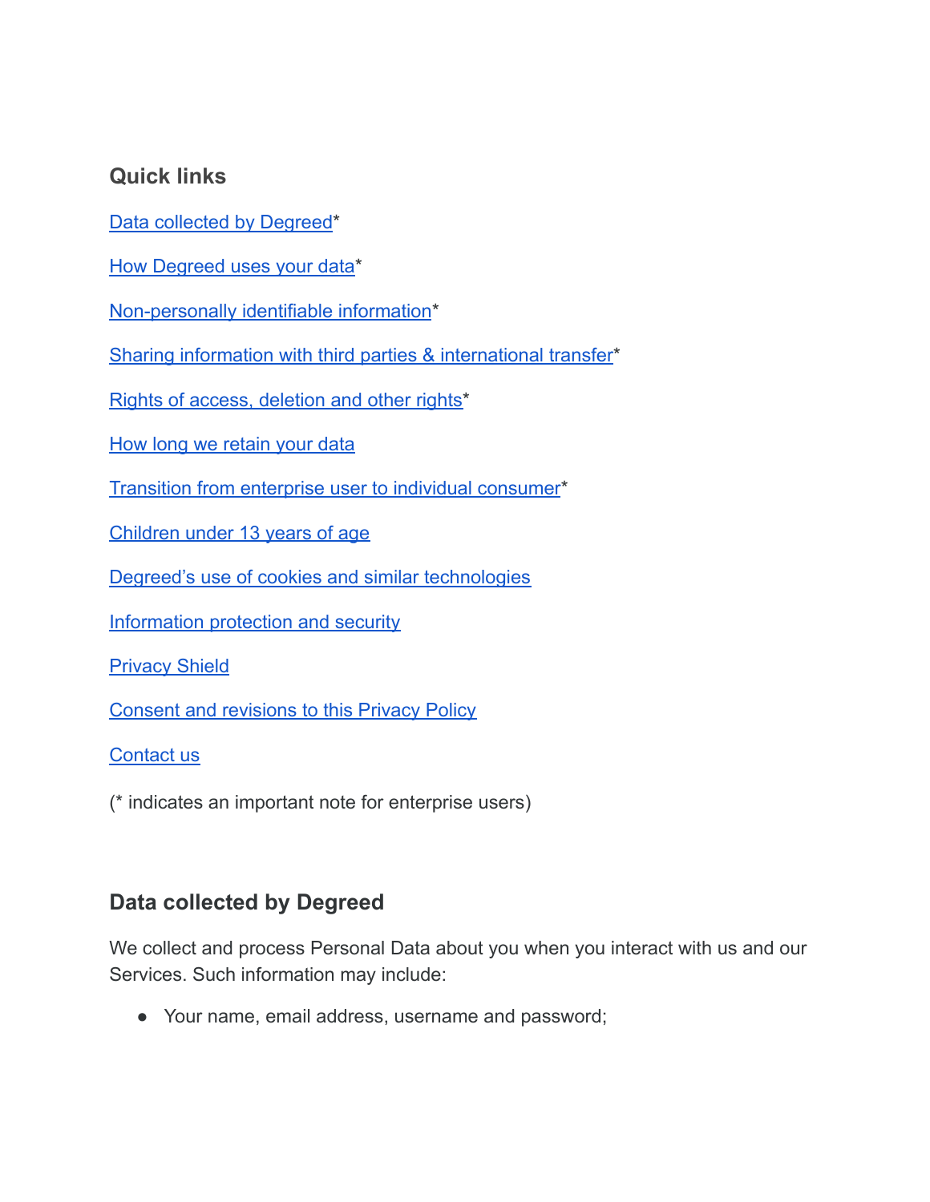### Quick links

[Data collected by Degreed]*

[How Degreed uses your data]*

[Non-personally identifiable information]*

[Sharing information with third parties & international transfer]*

[Rights of access, deletion and other rights]*

[How long we retain your data]

[Transition from enterprise user to individual consumer]*

[Children under 13 years of age]

[Degreed's use of cookies and similar technologies]

[Information protection and security]

[Privacy Shield]

[Consent and revisions to this Privacy Policy]

[Contact us]

(* indicates an important note for enterprise users)

### Data collected by Degreed

We collect and process Personal Data about you when you interact with us and our Services. Such information may include:

- Your name, email address, username and password;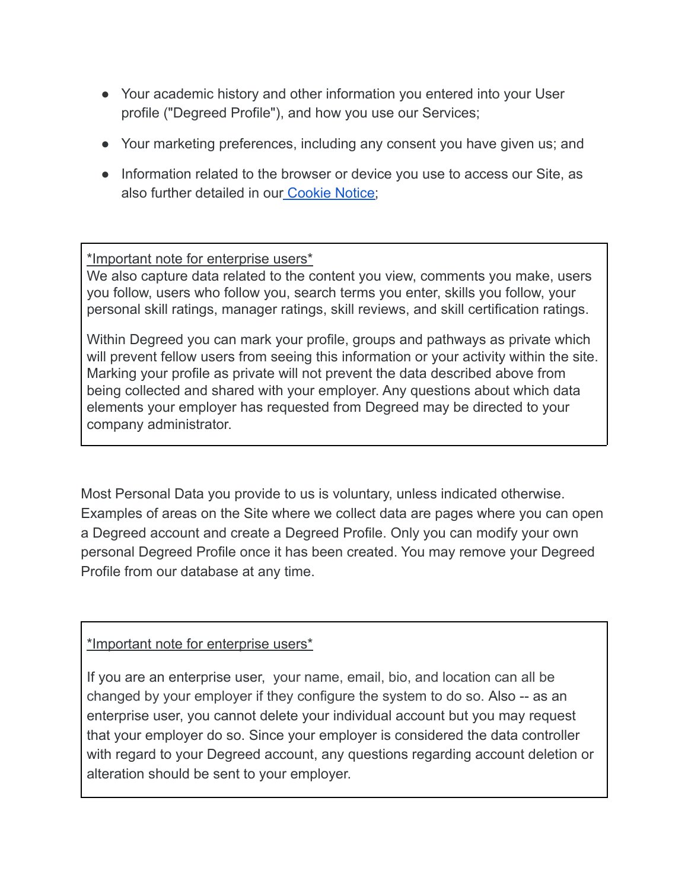- Your academic history and other information you entered into your User profile ("Degreed Profile"), and how you use our Services;
- Your marketing preferences, including any consent you have given us; and
- Information related to the browser or device you use to access our Site, as also further detailed in our [Cookie Notice](#);

> *Important note for enterprise users*
>
> We also capture data related to the content you view, comments you make, users you follow, users who follow you, search terms you enter, skills you follow, your personal skill ratings, manager ratings, skill reviews, and skill certification ratings.
>
> Within Degreed you can mark your profile, groups and pathways as private which will prevent fellow users from seeing this information or your activity within the site. Marking your profile as private will not prevent the data described above from being collected and shared with your employer. Any questions about which data elements your employer has requested from Degreed may be directed to your company administrator.

Most Personal Data you provide to us is voluntary, unless indicated otherwise. Examples of areas on the Site where we collect data are pages where you can open a Degreed account and create a Degreed Profile. Only you can modify your own personal Degreed Profile once it has been created. You may remove your Degreed Profile from our database at any time.

> *Important note for enterprise users*
>
> If you are an enterprise user, your name, email, bio, and location can all be changed by your employer if they configure the system to do so. Also -- as an enterprise user, you cannot delete your individual account but you may request that your employer do so. Since your employer is considered the data controller with regard to your Degreed account, any questions regarding account deletion or alteration should be sent to your employer.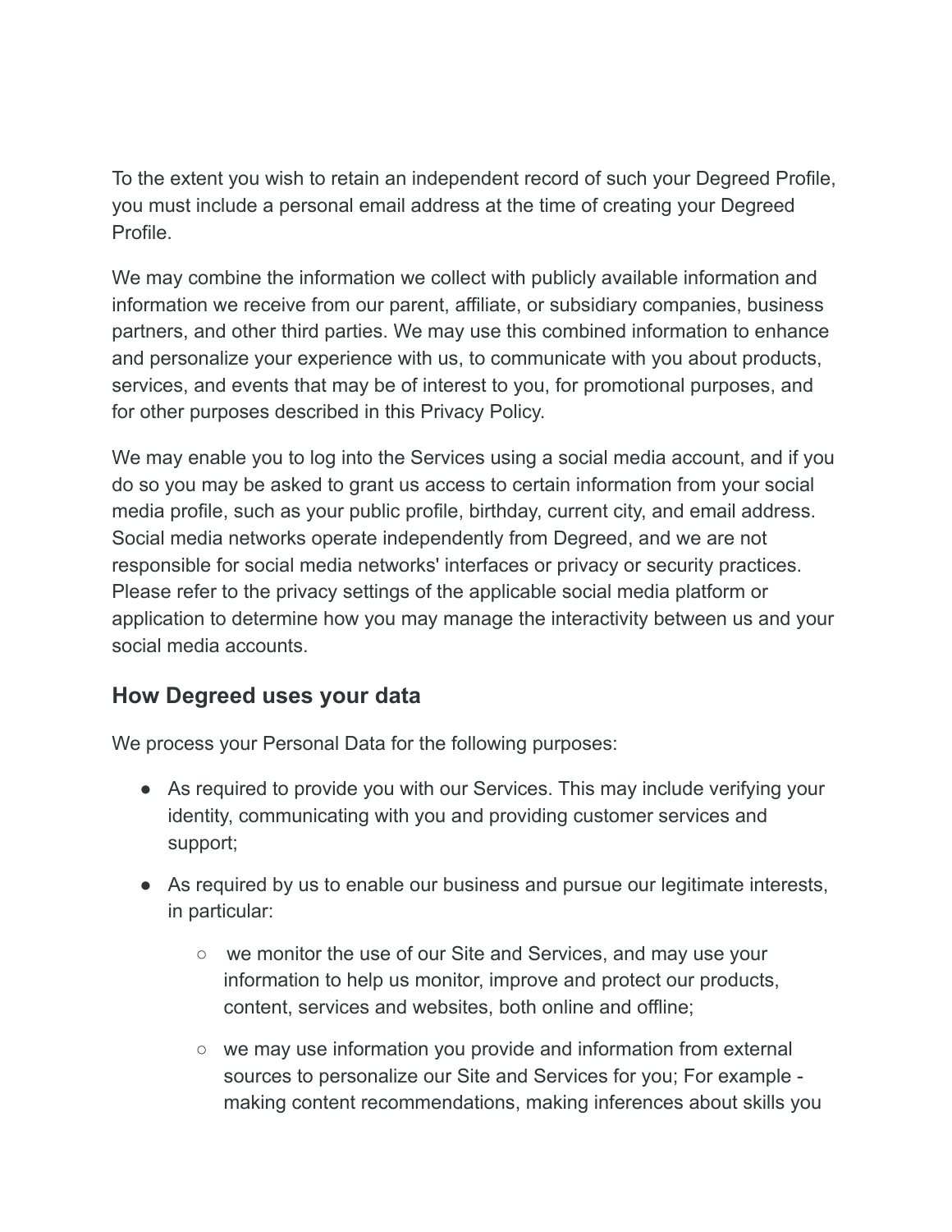To the extent you wish to retain an independent record of such your Degreed Profile, you must include a personal email address at the time of creating your Degreed Profile.

We may combine the information we collect with publicly available information and information we receive from our parent, affiliate, or subsidiary companies, business partners, and other third parties. We may use this combined information to enhance and personalize your experience with us, to communicate with you about products, services, and events that may be of interest to you, for promotional purposes, and for other purposes described in this Privacy Policy.

We may enable you to log into the Services using a social media account, and if you do so you may be asked to grant us access to certain information from your social media profile, such as your public profile, birthday, current city, and email address. Social media networks operate independently from Degreed, and we are not responsible for social media networks' interfaces or privacy or security practices. Please refer to the privacy settings of the applicable social media platform or application to determine how you may manage the interactivity between us and your social media accounts.

## How Degreed uses your data

We process your Personal Data for the following purposes:

- As required to provide you with our Services. This may include verifying your identity, communicating with you and providing customer services and support;
- As required by us to enable our business and pursue our legitimate interests, in particular:
  - we monitor the use of our Site and Services, and may use your information to help us monitor, improve and protect our products, content, services and websites, both online and offline;
  - we may use information you provide and information from external sources to personalize our Site and Services for you; For example - making content recommendations, making inferences about skills you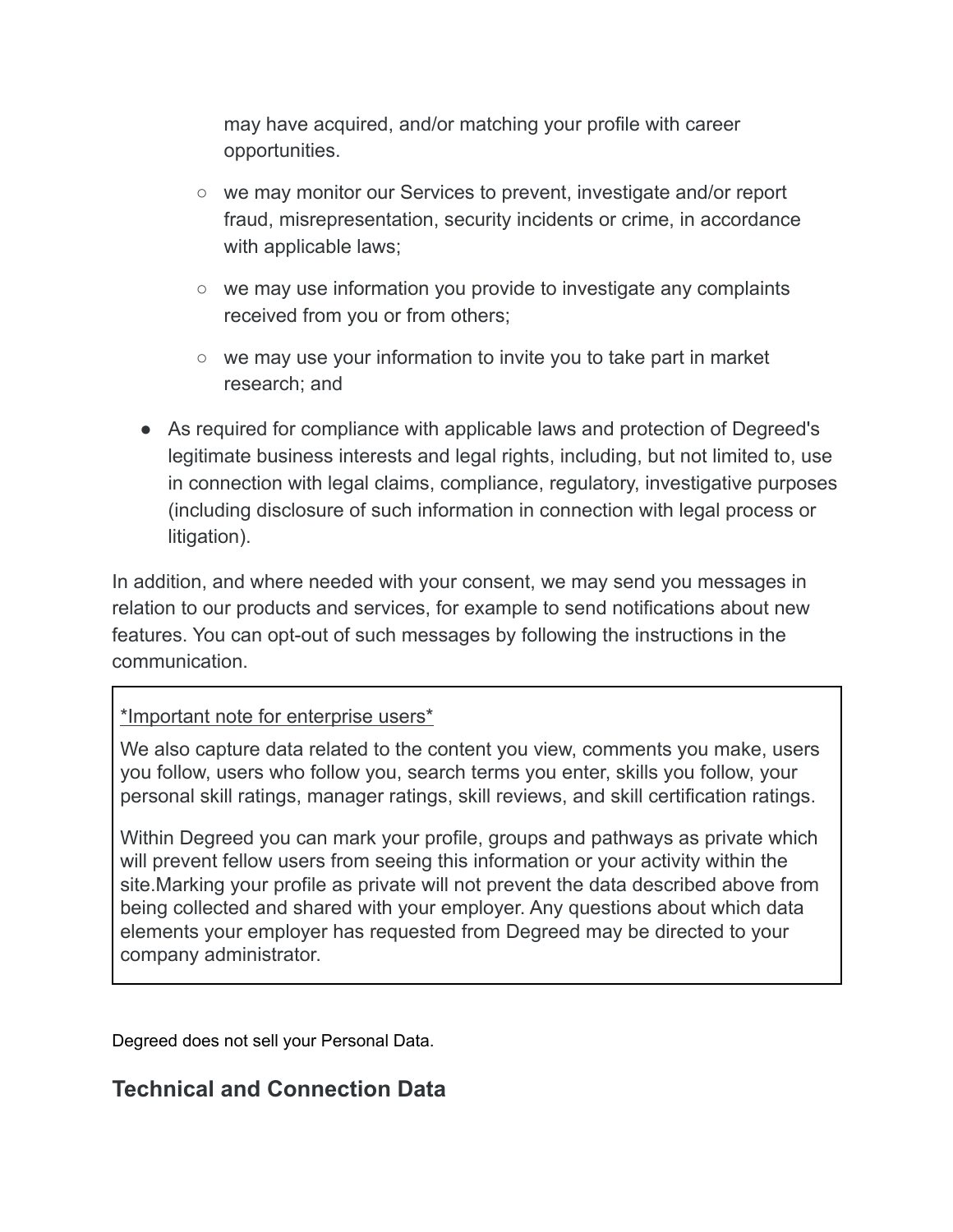may have acquired, and/or matching your profile with career opportunities.

  - we may monitor our Services to prevent, investigate and/or report fraud, misrepresentation, security incidents or crime, in accordance with applicable laws;
  - we may use information you provide to investigate any complaints received from you or from others;
  - we may use your information to invite you to take part in market research; and
- As required for compliance with applicable laws and protection of Degreed's legitimate business interests and legal rights, including, but not limited to, use in connection with legal claims, compliance, regulatory, investigative purposes (including disclosure of such information in connection with legal process or litigation).

In addition, and where needed with your consent, we may send you messages in relation to our products and services, for example to send notifications about new features. You can opt-out of such messages by following the instructions in the communication.

> <u>*Important note for enterprise users*</u>
>
> We also capture data related to the content you view, comments you make, users you follow, users who follow you, search terms you enter, skills you follow, your personal skill ratings, manager ratings, skill reviews, and skill certification ratings.
>
> Within Degreed you can mark your profile, groups and pathways as private which will prevent fellow users from seeing this information or your activity within the site.Marking your profile as private will not prevent the data described above from being collected and shared with your employer. Any questions about which data elements your employer has requested from Degreed may be directed to your company administrator.

Degreed does not sell your Personal Data.

## Technical and Connection Data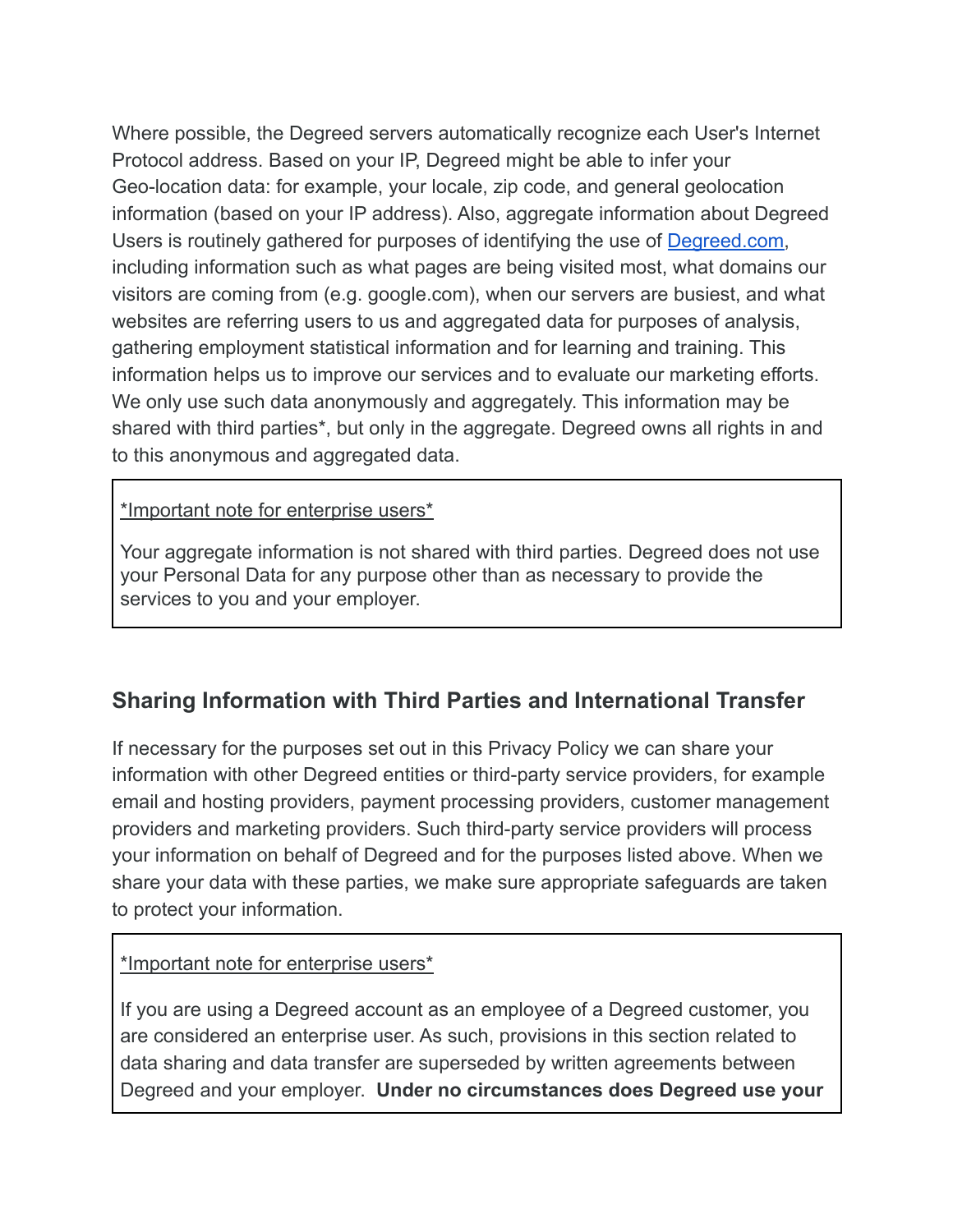Where possible, the Degreed servers automatically recognize each User's Internet Protocol address. Based on your IP, Degreed might be able to infer your Geo-location data: for example, your locale, zip code, and general geolocation information (based on your IP address). Also, aggregate information about Degreed Users is routinely gathered for purposes of identifying the use of [Degreed.com](Degreed.com), including information such as what pages are being visited most, what domains our visitors are coming from (e.g. google.com), when our servers are busiest, and what websites are referring users to us and aggregated data for purposes of analysis, gathering employment statistical information and for learning and training. This information helps us to improve our services and to evaluate our marketing efforts. We only use such data anonymously and aggregately. This information may be shared with third parties*, but only in the aggregate. Degreed owns all rights in and to this anonymous and aggregated data.

> *Important note for enterprise users*
>
> Your aggregate information is not shared with third parties. Degreed does not use your Personal Data for any purpose other than as necessary to provide the services to you and your employer.

## Sharing Information with Third Parties and International Transfer

If necessary for the purposes set out in this Privacy Policy we can share your information with other Degreed entities or third-party service providers, for example email and hosting providers, payment processing providers, customer management providers and marketing providers. Such third-party service providers will process your information on behalf of Degreed and for the purposes listed above. When we share your data with these parties, we make sure appropriate safeguards are taken to protect your information.

> *Important note for enterprise users*
>
> If you are using a Degreed account as an employee of a Degreed customer, you are considered an enterprise user. As such, provisions in this section related to data sharing and data transfer are superseded by written agreements between Degreed and your employer. **Under no circumstances does Degreed use your**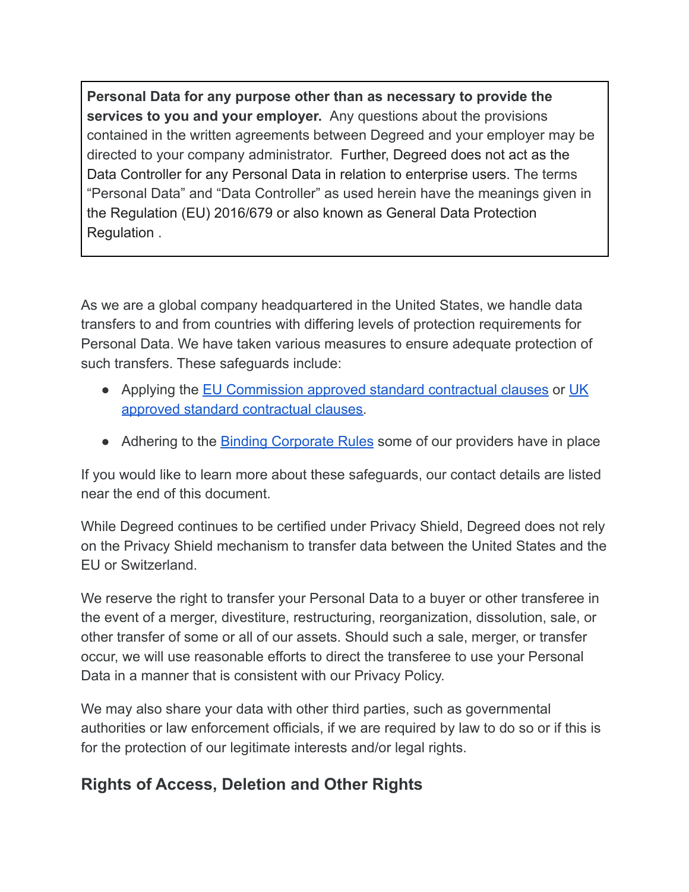**Personal Data for any purpose other than as necessary to provide the services to you and your employer.** Any questions about the provisions contained in the written agreements between Degreed and your employer may be directed to your company administrator. Further, Degreed does not act as the Data Controller for any Personal Data in relation to enterprise users. The terms "Personal Data" and "Data Controller" as used herein have the meanings given in the Regulation (EU) 2016/679 or also known as General Data Protection Regulation .

As we are a global company headquartered in the United States, we handle data transfers to and from countries with differing levels of protection requirements for Personal Data. We have taken various measures to ensure adequate protection of such transfers. These safeguards include:

- Applying the EU Commission approved standard contractual clauses or UK approved standard contractual clauses.
- Adhering to the Binding Corporate Rules some of our providers have in place

If you would like to learn more about these safeguards, our contact details are listed near the end of this document.

While Degreed continues to be certified under Privacy Shield, Degreed does not rely on the Privacy Shield mechanism to transfer data between the United States and the EU or Switzerland.

We reserve the right to transfer your Personal Data to a buyer or other transferee in the event of a merger, divestiture, restructuring, reorganization, dissolution, sale, or other transfer of some or all of our assets. Should such a sale, merger, or transfer occur, we will use reasonable efforts to direct the transferee to use your Personal Data in a manner that is consistent with our Privacy Policy.

We may also share your data with other third parties, such as governmental authorities or law enforcement officials, if we are required by law to do so or if this is for the protection of our legitimate interests and/or legal rights.

## Rights of Access, Deletion and Other Rights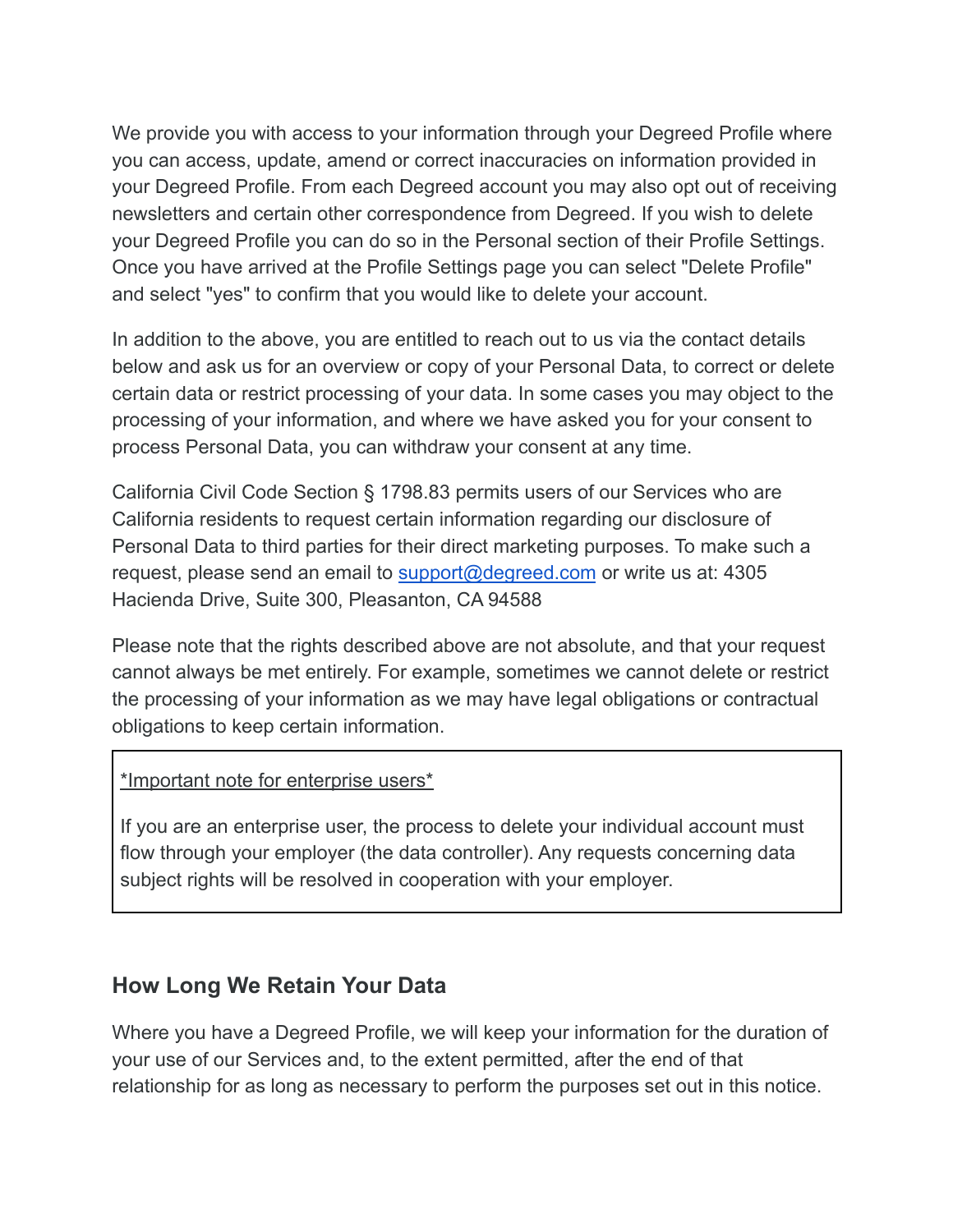We provide you with access to your information through your Degreed Profile where you can access, update, amend or correct inaccuracies on information provided in your Degreed Profile. From each Degreed account you may also opt out of receiving newsletters and certain other correspondence from Degreed. If you wish to delete your Degreed Profile you can do so in the Personal section of their Profile Settings. Once you have arrived at the Profile Settings page you can select "Delete Profile" and select "yes" to confirm that you would like to delete your account.

In addition to the above, you are entitled to reach out to us via the contact details below and ask us for an overview or copy of your Personal Data, to correct or delete certain data or restrict processing of your data. In some cases you may object to the processing of your information, and where we have asked you for your consent to process Personal Data, you can withdraw your consent at any time.

California Civil Code Section § 1798.83 permits users of our Services who are California residents to request certain information regarding our disclosure of Personal Data to third parties for their direct marketing purposes. To make such a request, please send an email to support@degreed.com or write us at: 4305 Hacienda Drive, Suite 300, Pleasanton, CA 94588

Please note that the rights described above are not absolute, and that your request cannot always be met entirely. For example, sometimes we cannot delete or restrict the processing of your information as we may have legal obligations or contractual obligations to keep certain information.

> *Important note for enterprise users*
>
> If you are an enterprise user, the process to delete your individual account must flow through your employer (the data controller). Any requests concerning data subject rights will be resolved in cooperation with your employer.

## How Long We Retain Your Data

Where you have a Degreed Profile, we will keep your information for the duration of your use of our Services and, to the extent permitted, after the end of that relationship for as long as necessary to perform the purposes set out in this notice.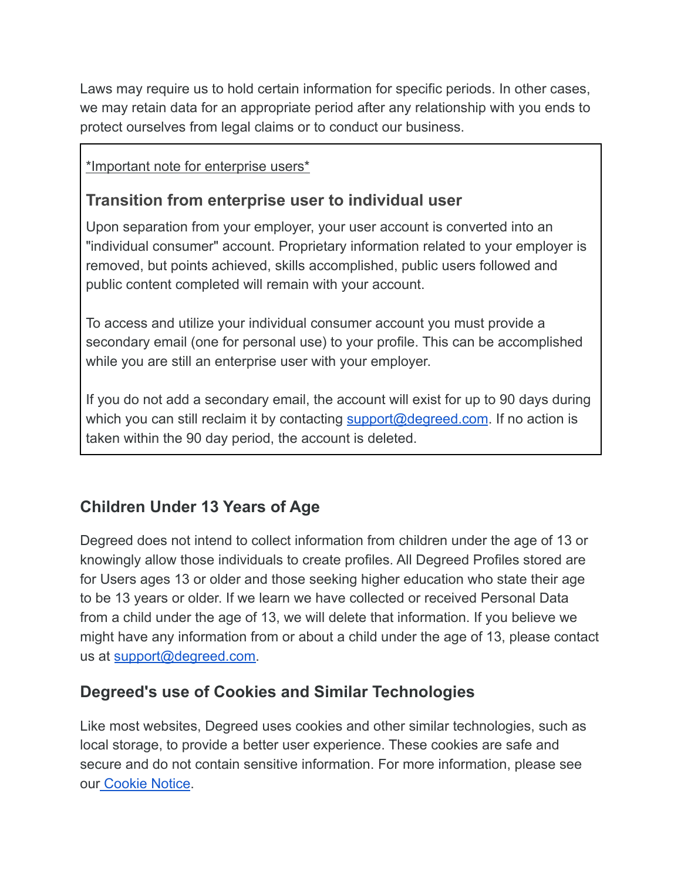Laws may require us to hold certain information for specific periods. In other cases, we may retain data for an appropriate period after any relationship with you ends to protect ourselves from legal claims or to conduct our business.

*Important note for enterprise users*

### Transition from enterprise user to individual user

Upon separation from your employer, your user account is converted into an "individual consumer" account. Proprietary information related to your employer is removed, but points achieved, skills accomplished, public users followed and public content completed will remain with your account.

To access and utilize your individual consumer account you must provide a secondary email (one for personal use) to your profile. This can be accomplished while you are still an enterprise user with your employer.

If you do not add a secondary email, the account will exist for up to 90 days during which you can still reclaim it by contacting support@degreed.com. If no action is taken within the 90 day period, the account is deleted.

## Children Under 13 Years of Age

Degreed does not intend to collect information from children under the age of 13 or knowingly allow those individuals to create profiles. All Degreed Profiles stored are for Users ages 13 or older and those seeking higher education who state their age to be 13 years or older. If we learn we have collected or received Personal Data from a child under the age of 13, we will delete that information. If you believe we might have any information from or about a child under the age of 13, please contact us at support@degreed.com.

## Degreed's use of Cookies and Similar Technologies

Like most websites, Degreed uses cookies and other similar technologies, such as local storage, to provide a better user experience. These cookies are safe and secure and do not contain sensitive information. For more information, please see our Cookie Notice.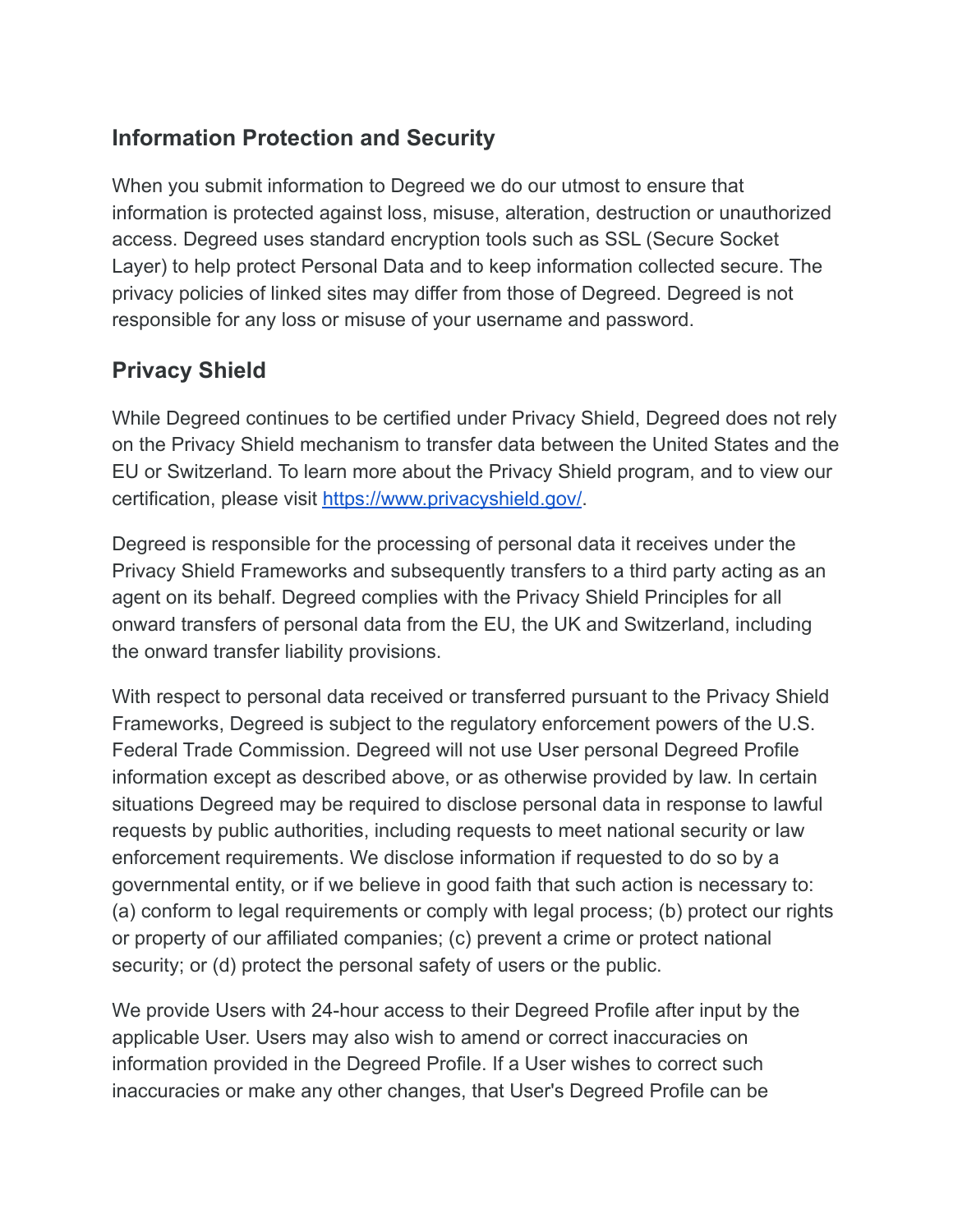## Information Protection and Security

When you submit information to Degreed we do our utmost to ensure that information is protected against loss, misuse, alteration, destruction or unauthorized access. Degreed uses standard encryption tools such as SSL (Secure Socket Layer) to help protect Personal Data and to keep information collected secure. The privacy policies of linked sites may differ from those of Degreed. Degreed is not responsible for any loss or misuse of your username and password.

## Privacy Shield

While Degreed continues to be certified under Privacy Shield, Degreed does not rely on the Privacy Shield mechanism to transfer data between the United States and the EU or Switzerland. To learn more about the Privacy Shield program, and to view our certification, please visit [https://www.privacyshield.gov/](https://www.privacyshield.gov/).

Degreed is responsible for the processing of personal data it receives under the Privacy Shield Frameworks and subsequently transfers to a third party acting as an agent on its behalf. Degreed complies with the Privacy Shield Principles for all onward transfers of personal data from the EU, the UK and Switzerland, including the onward transfer liability provisions.

With respect to personal data received or transferred pursuant to the Privacy Shield Frameworks, Degreed is subject to the regulatory enforcement powers of the U.S. Federal Trade Commission. Degreed will not use User personal Degreed Profile information except as described above, or as otherwise provided by law. In certain situations Degreed may be required to disclose personal data in response to lawful requests by public authorities, including requests to meet national security or law enforcement requirements. We disclose information if requested to do so by a governmental entity, or if we believe in good faith that such action is necessary to: (a) conform to legal requirements or comply with legal process; (b) protect our rights or property of our affiliated companies; (c) prevent a crime or protect national security; or (d) protect the personal safety of users or the public.

We provide Users with 24-hour access to their Degreed Profile after input by the applicable User. Users may also wish to amend or correct inaccuracies on information provided in the Degreed Profile. If a User wishes to correct such inaccuracies or make any other changes, that User's Degreed Profile can be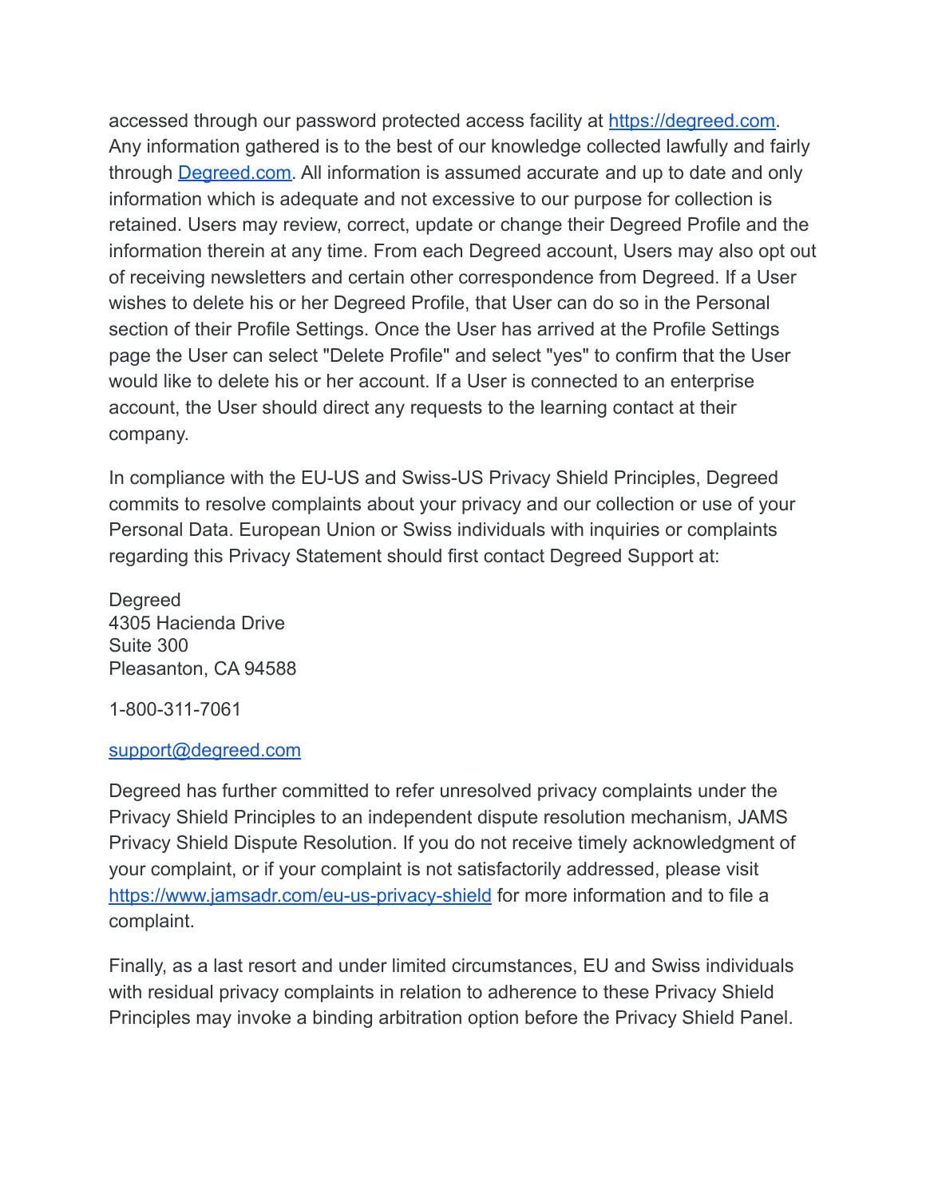accessed through our password protected access facility at [https://degreed.com](https://degreed.com). Any information gathered is to the best of our knowledge collected lawfully and fairly through [Degreed.com](https://degreed.com). All information is assumed accurate and up to date and only information which is adequate and not excessive to our purpose for collection is retained. Users may review, correct, update or change their Degreed Profile and the information therein at any time. From each Degreed account, Users may also opt out of receiving newsletters and certain other correspondence from Degreed. If a User wishes to delete his or her Degreed Profile, that User can do so in the Personal section of their Profile Settings. Once the User has arrived at the Profile Settings page the User can select "Delete Profile" and select "yes" to confirm that the User would like to delete his or her account. If a User is connected to an enterprise account, the User should direct any requests to the learning contact at their company.

In compliance with the EU-US and Swiss-US Privacy Shield Principles, Degreed commits to resolve complaints about your privacy and our collection or use of your Personal Data. European Union or Swiss individuals with inquiries or complaints regarding this Privacy Statement should first contact Degreed Support at:

Degreed
4305 Hacienda Drive
Suite 300
Pleasanton, CA 94588

1-800-311-7061

[support@degreed.com](mailto:support@degreed.com)

Degreed has further committed to refer unresolved privacy complaints under the Privacy Shield Principles to an independent dispute resolution mechanism, JAMS Privacy Shield Dispute Resolution. If you do not receive timely acknowledgment of your complaint, or if your complaint is not satisfactorily addressed, please visit [https://www.jamsadr.com/eu-us-privacy-shield](https://www.jamsadr.com/eu-us-privacy-shield) for more information and to file a complaint.

Finally, as a last resort and under limited circumstances, EU and Swiss individuals with residual privacy complaints in relation to adherence to these Privacy Shield Principles may invoke a binding arbitration option before the Privacy Shield Panel.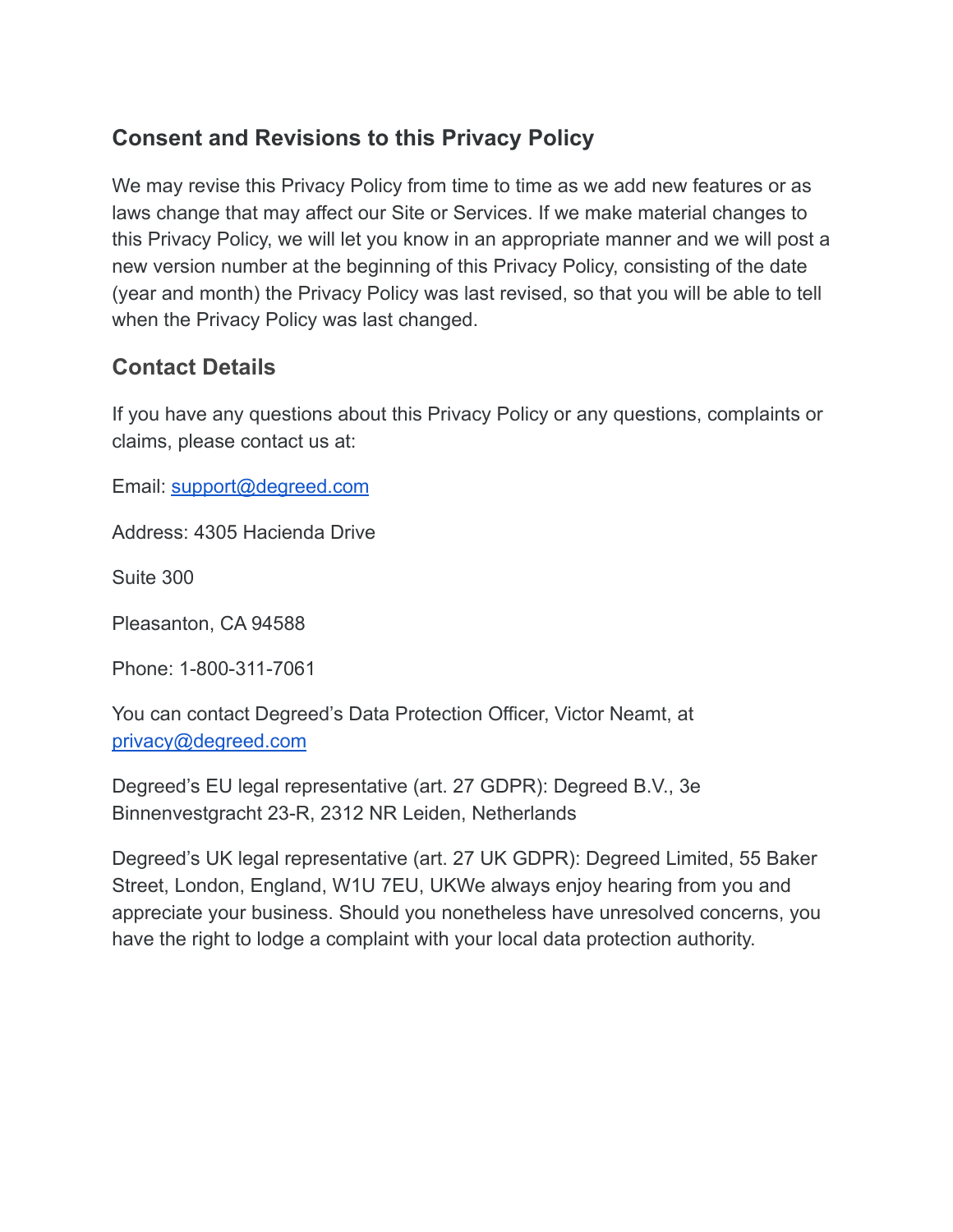## Consent and Revisions to this Privacy Policy

We may revise this Privacy Policy from time to time as we add new features or as laws change that may affect our Site or Services. If we make material changes to this Privacy Policy, we will let you know in an appropriate manner and we will post a new version number at the beginning of this Privacy Policy, consisting of the date (year and month) the Privacy Policy was last revised, so that you will be able to tell when the Privacy Policy was last changed.

## Contact Details

If you have any questions about this Privacy Policy or any questions, complaints or claims, please contact us at:

Email: support@degreed.com

Address: 4305 Hacienda Drive

Suite 300

Pleasanton, CA 94588

Phone: 1-800-311-7061

You can contact Degreed's Data Protection Officer, Victor Neamt, at privacy@degreed.com

Degreed's EU legal representative (art. 27 GDPR): Degreed B.V., 3e Binnenvestgracht 23-R, 2312 NR Leiden, Netherlands

Degreed's UK legal representative (art. 27 UK GDPR): Degreed Limited, 55 Baker Street, London, England, W1U 7EU, UKWe always enjoy hearing from you and appreciate your business. Should you nonetheless have unresolved concerns, you have the right to lodge a complaint with your local data protection authority.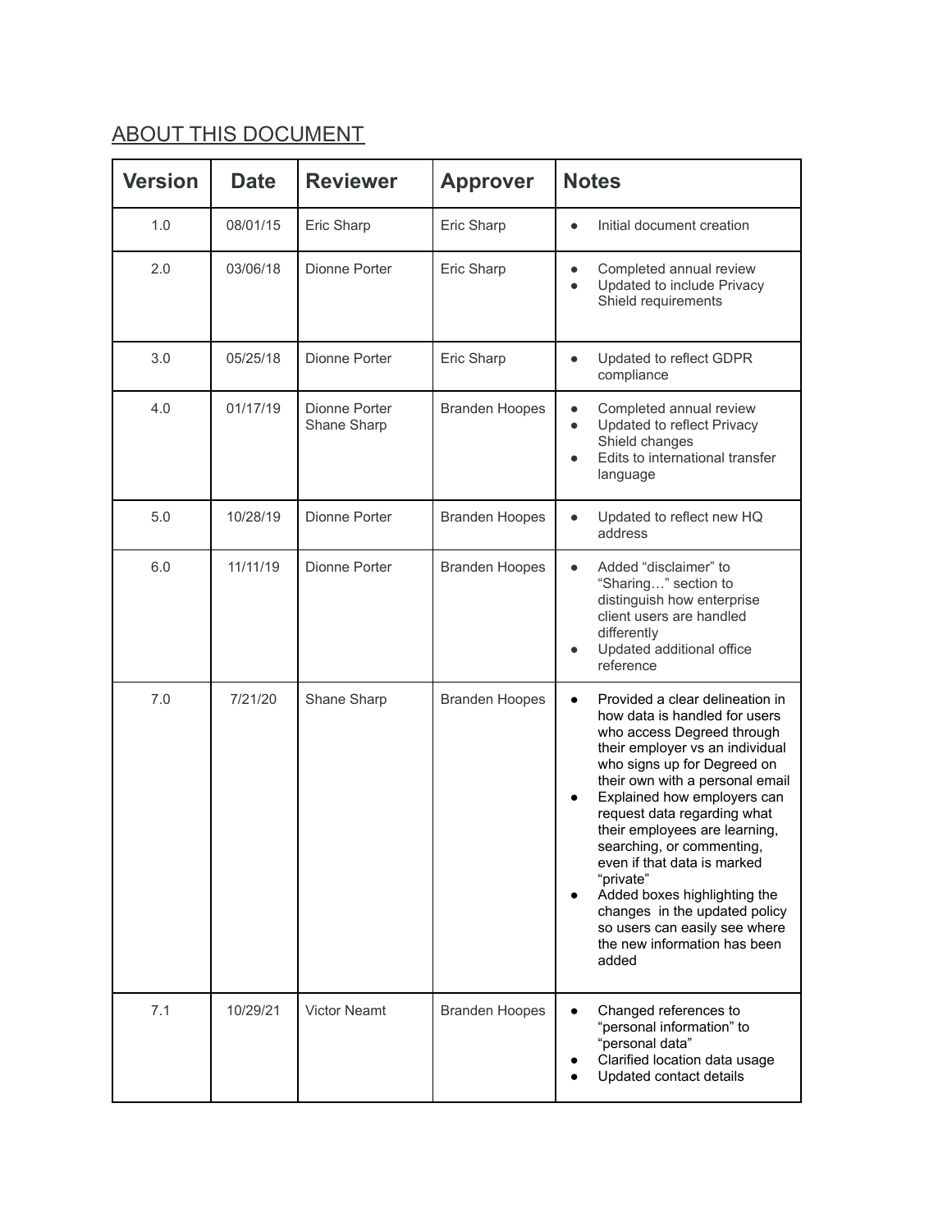## ABOUT THIS DOCUMENT

| Version | Date | Reviewer | Approver | Notes |
|---|---|---|---|---|
| 1.0 | 08/01/15 | Eric Sharp | Eric Sharp | • Initial document creation |
| 2.0 | 03/06/18 | Dionne Porter | Eric Sharp | • Completed annual review<br>• Updated to include Privacy Shield requirements |
| 3.0 | 05/25/18 | Dionne Porter | Eric Sharp | • Updated to reflect GDPR compliance |
| 4.0 | 01/17/19 | Dionne Porter<br>Shane Sharp | Branden Hoopes | • Completed annual review<br>• Updated to reflect Privacy Shield changes<br>• Edits to international transfer language |
| 5.0 | 10/28/19 | Dionne Porter | Branden Hoopes | • Updated to reflect new HQ address |
| 6.0 | 11/11/19 | Dionne Porter | Branden Hoopes | • Added "disclaimer" to "Sharing…" section to distinguish how enterprise client users are handled differently<br>• Updated additional office reference |
| 7.0 | 7/21/20 | Shane Sharp | Branden Hoopes | • Provided a clear delineation in how data is handled for users who access Degreed through their employer vs an individual who signs up for Degreed on their own with a personal email<br>• Explained how employers can request data regarding what their employees are learning, searching, or commenting, even if that data is marked "private"<br>• Added boxes highlighting the changes in the updated policy so users can easily see where the new information has been added |
| 7.1 | 10/29/21 | Victor Neamt | Branden Hoopes | • Changed references to "personal information" to "personal data"<br>• Clarified location data usage<br>• Updated contact details |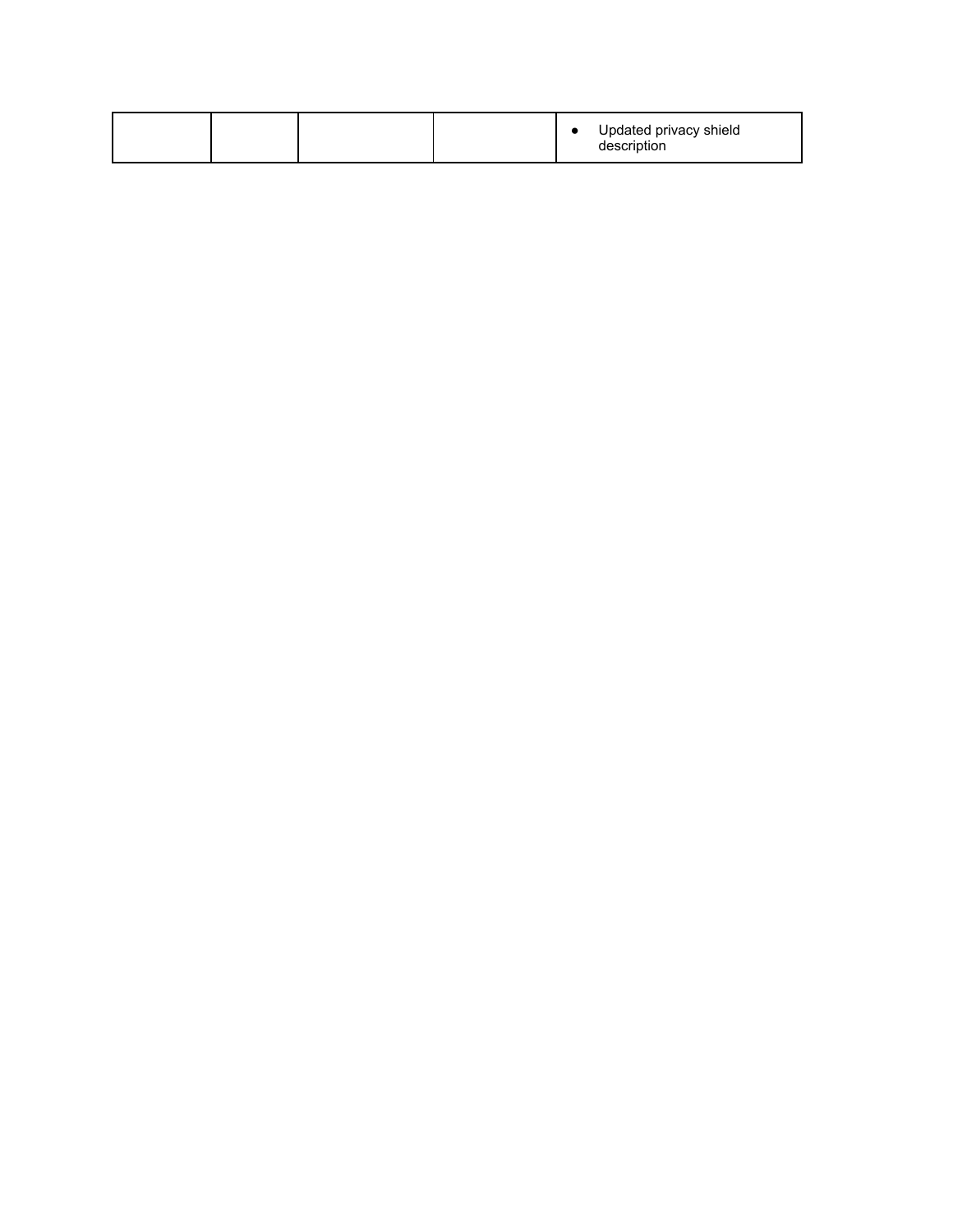| | | | | |
|---|---|---|---|---|
| | | | | • Updated privacy shield description |